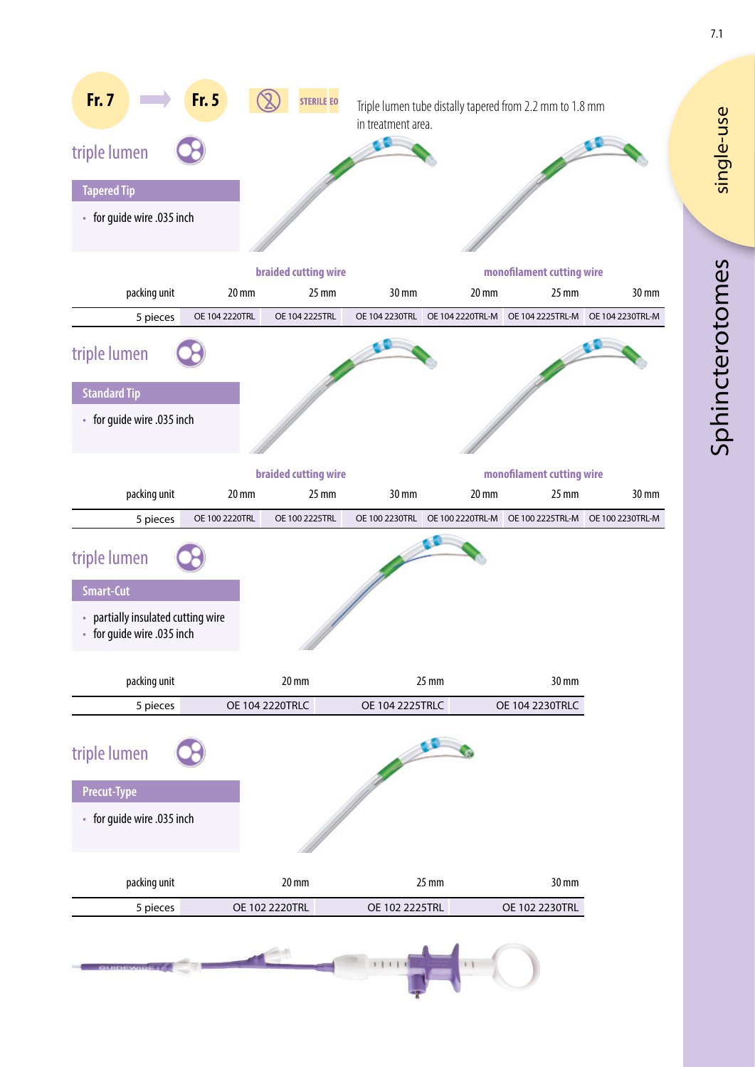# Sphincterotomes

single-use

Fr. 7 → Fr. 5

STERILE EO

Triple lumen tube distally tapered from 2.2 mm to 1.8 mm in treatment area.

## triple lumen

### Tapered Tip

- for guide wire .035 inch

| | braided cutting wire | | | monofilament cutting wire | | |
|---|---|---|---|---|---|---|
| packing unit | 20 mm | 25 mm | 30 mm | 20 mm | 25 mm | 30 mm |
| 5 pieces | OE 104 2220TRL | OE 104 2225TRL | OE 104 2230TRL | OE 104 2220TRL-M | OE 104 2225TRL-M | OE 104 2230TRL-M |

## triple lumen

### Standard Tip

- for guide wire .035 inch

| | braided cutting wire | | | monofilament cutting wire | | |
|---|---|---|---|---|---|---|
| packing unit | 20 mm | 25 mm | 30 mm | 20 mm | 25 mm | 30 mm |
| 5 pieces | OE 100 2220TRL | OE 100 2225TRL | OE 100 2230TRL | OE 100 2220TRL-M | OE 100 2225TRL-M | OE 100 2230TRL-M |

## triple lumen

### Smart-Cut

- partially insulated cutting wire
- for guide wire .035 inch

| packing unit | 20 mm | 25 mm | 30 mm |
|---|---|---|---|
| 5 pieces | OE 104 2220TRLC | OE 104 2225TRLC | OE 104 2230TRLC |

## triple lumen

### Precut-Type

- for guide wire .035 inch

| packing unit | 20 mm | 25 mm | 30 mm |
|---|---|---|---|
| 5 pieces | OE 102 2220TRL | OE 102 2225TRL | OE 102 2230TRL |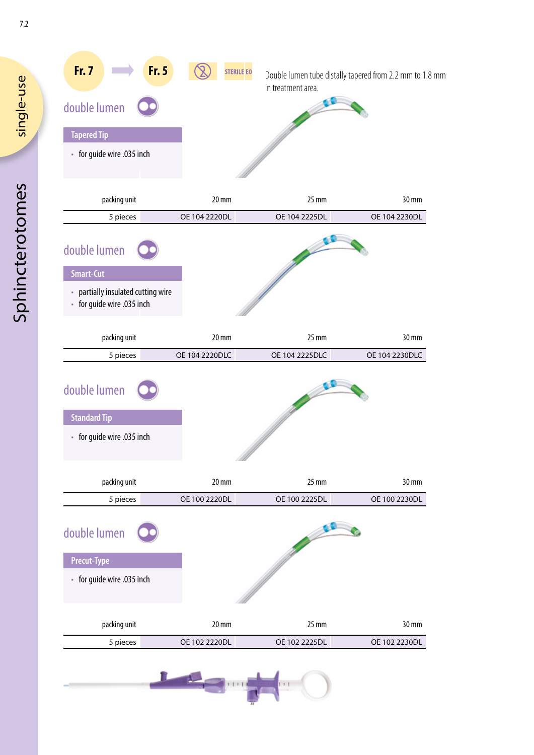Fr. 7 → Fr. 5

STERILE EO

Double lumen tube distally tapered from 2.2 mm to 1.8 mm in treatment area.

## double lumen

### Tapered Tip

- for guide wire .035 inch

| packing unit | 20 mm | 25 mm | 30 mm |
|---|---|---|---|
| 5 pieces | OE 104 2220DL | OE 104 2225DL | OE 104 2230DL |

## double lumen

### Smart-Cut

- partially insulated cutting wire
- for guide wire .035 inch

| packing unit | 20 mm | 25 mm | 30 mm |
|---|---|---|---|
| 5 pieces | OE 104 2220DLC | OE 104 2225DLC | OE 104 2230DLC |

## double lumen

### Standard Tip

- for guide wire .035 inch

| packing unit | 20 mm | 25 mm | 30 mm |
|---|---|---|---|
| 5 pieces | OE 100 2220DL | OE 100 2225DL | OE 100 2230DL |

## double lumen

### Precut-Type

- for guide wire .035 inch

| packing unit | 20 mm | 25 mm | 30 mm |
|---|---|---|---|
| 5 pieces | OE 102 2220DL | OE 102 2225DL | OE 102 2230DL |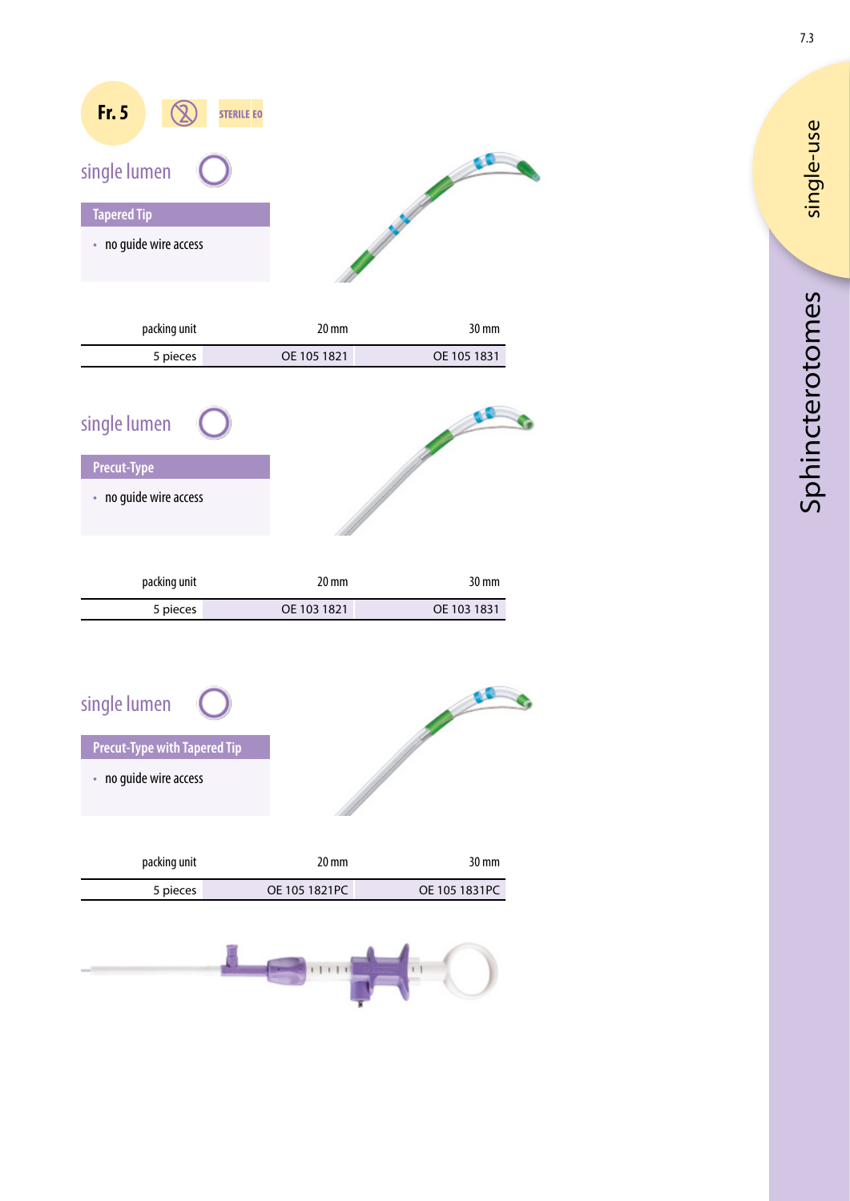**Fr. 5** STERILE EO

## single lumen

### Tapered Tip

- no guide wire access

| packing unit | 20 mm | 30 mm |
| --- | --- | --- |
| 5 pieces | OE 105 1821 | OE 105 1831 |

## single lumen

### Precut-Type

- no guide wire access

| packing unit | 20 mm | 30 mm |
| --- | --- | --- |
| 5 pieces | OE 103 1821 | OE 103 1831 |

## single lumen

### Precut-Type with Tapered Tip

- no guide wire access

| packing unit | 20 mm | 30 mm |
| --- | --- | --- |
| 5 pieces | OE 105 1821PC | OE 105 1831PC |

single-use

Sphincterotomes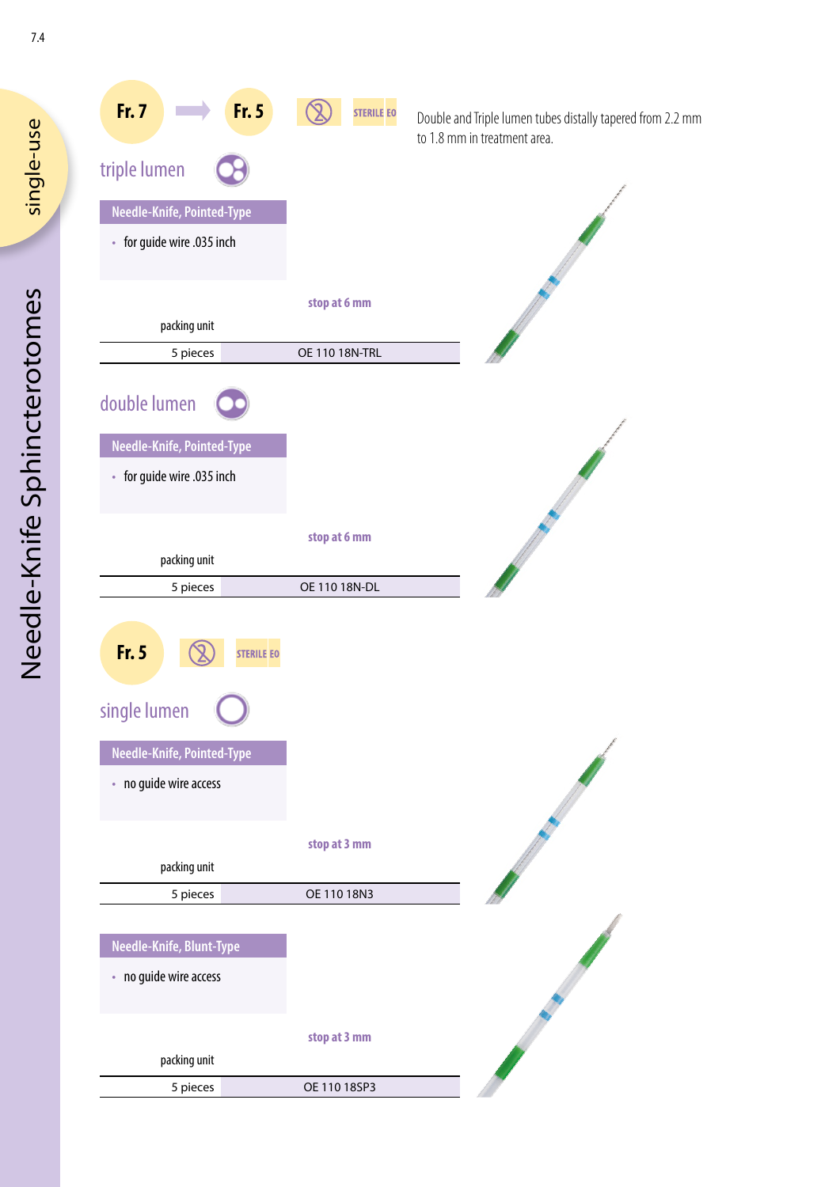# Needle-Knife Sphincterotomes

single-use

**Fr. 7** → **Fr. 5** STERILE EO

Double and Triple lumen tubes distally tapered from 2.2 mm to 1.8 mm in treatment area.

## triple lumen

**Needle-Knife, Pointed-Type**

- for guide wire .035 inch

| packing unit | stop at 6 mm |
|---|---|
| 5 pieces | OE 110 18N-TRL |

## double lumen

**Needle-Knife, Pointed-Type**

- for guide wire .035 inch

| packing unit | stop at 6 mm |
|---|---|
| 5 pieces | OE 110 18N-DL |

**Fr. 5** STERILE EO

## single lumen

**Needle-Knife, Pointed-Type**

- no guide wire access

| packing unit | stop at 3 mm |
|---|---|
| 5 pieces | OE 110 18N3 |

**Needle-Knife, Blunt-Type**

- no guide wire access

| packing unit | stop at 3 mm |
|---|---|
| 5 pieces | OE 110 18SP3 |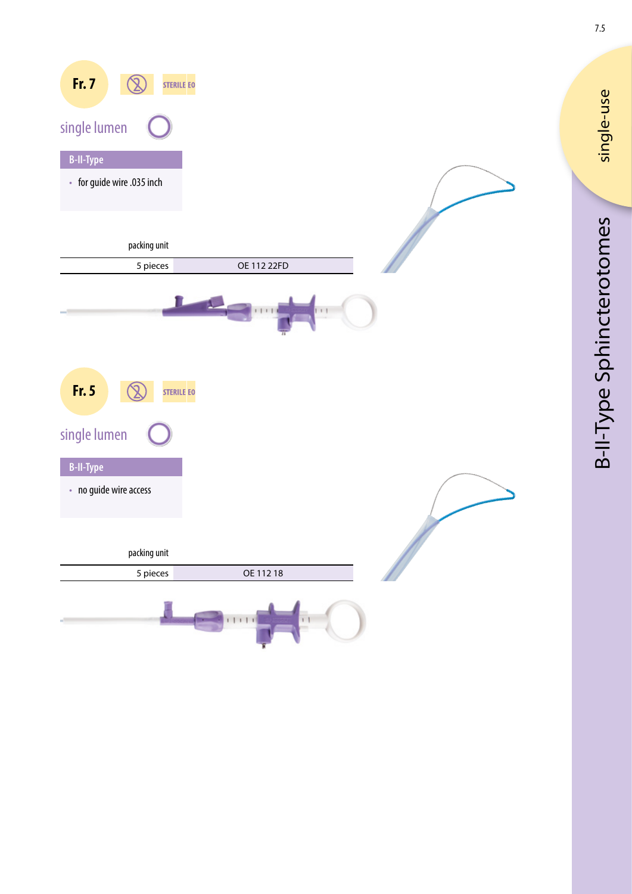# B-II-Type Sphincterotomes

single-use

## Fr. 7

STERILE EO

single lumen

### B-II-Type

- for guide wire .035 inch

| packing unit | |
|---|---|
| 5 pieces | OE 112 22FD |

## Fr. 5

STERILE EO

single lumen

### B-II-Type

- no guide wire access

| packing unit | |
|---|---|
| 5 pieces | OE 112 18 |